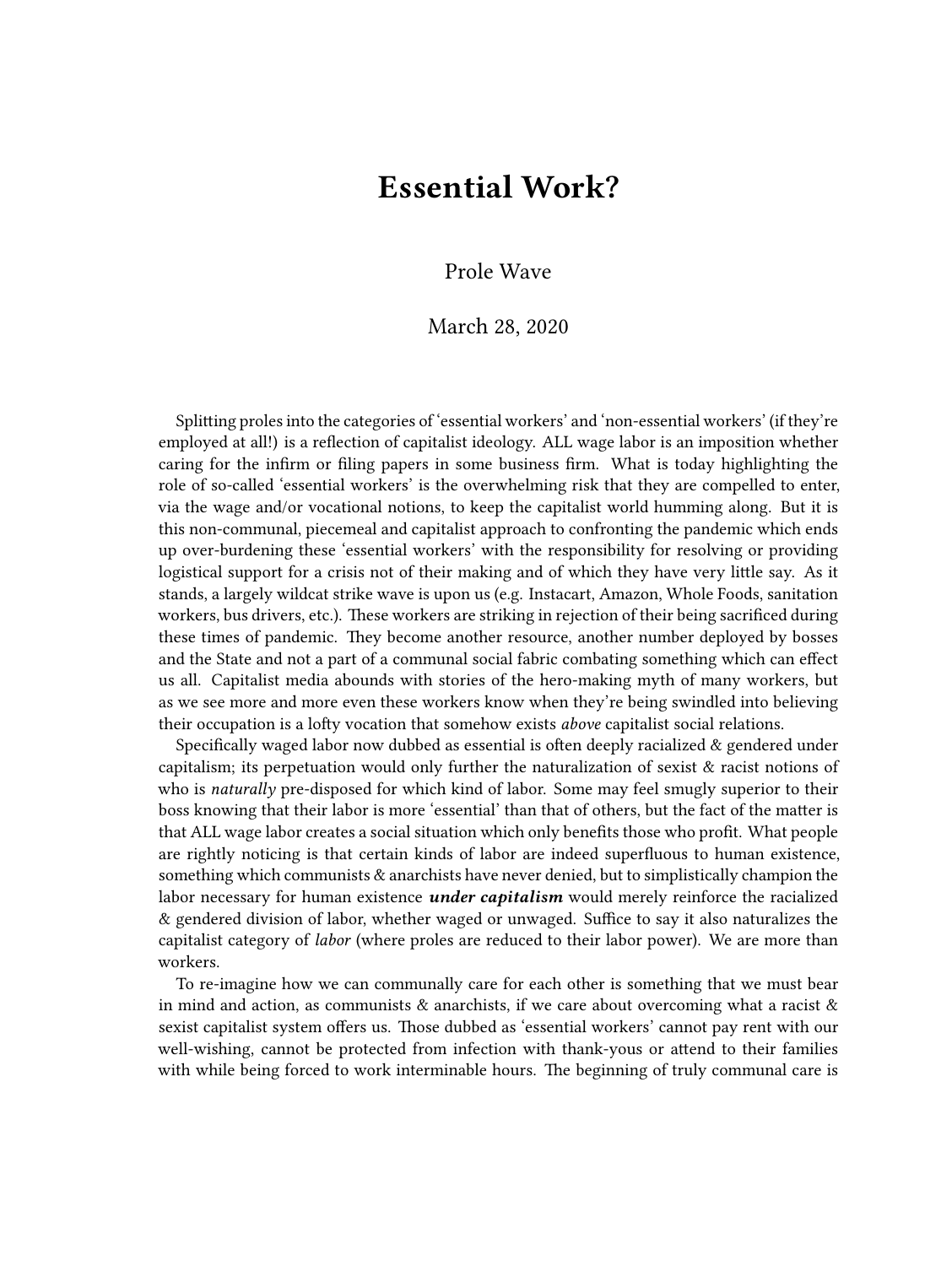# Essential Work?

Prole Wave

March 28, 2020

Splitting proles into the categories of 'essential workers' and 'non-essential workers' (if they're employed at all!) is a reflection of capitalist ideology. ALL wage labor is an imposition whether caring for the infirm or filing papers in some business firm. What is today highlighting the role of so-called 'essential workers' is the overwhelming risk that they are compelled to enter, via the wage and/or vocational notions, to keep the capitalist world humming along. But it is this non-communal, piecemeal and capitalist approach to confronting the pandemic which ends up over-burdening these 'essential workers' with the responsibility for resolving or providing logistical support for a crisis not of their making and of which they have very little say. As it stands, a largely wildcat strike wave is upon us (e.g. Instacart, Amazon, Whole Foods, sanitation workers, bus drivers, etc.). These workers are striking in rejection of their being sacrificed during these times of pandemic. They become another resource, another number deployed by bosses and the State and not a part of a communal social fabric combating something which can effect us all. Capitalist media abounds with stories of the hero-making myth of many workers, but as we see more and more even these workers know when they're being swindled into believing their occupation is a lofty vocation that somehow exists *above* capitalist social relations.

Specifically waged labor now dubbed as essential is often deeply racialized & gendered under capitalism; its perpetuation would only further the naturalization of sexist & racist notions of who is *naturally* pre-disposed for which kind of labor. Some may feel smugly superior to their boss knowing that their labor is more 'essential' than that of others, but the fact of the matter is that ALL wage labor creates a social situation which only benefits those who profit. What people are rightly noticing is that certain kinds of labor are indeed superfluous to human existence, something which communists & anarchists have never denied, but to simplistically champion the labor necessary for human existence ***under capitalism*** would merely reinforce the racialized & gendered division of labor, whether waged or unwaged. Suffice to say it also naturalizes the capitalist category of *labor* (where proles are reduced to their labor power). We are more than workers.

To re-imagine how we can communally care for each other is something that we must bear in mind and action, as communists & anarchists, if we care about overcoming what a racist & sexist capitalist system offers us. Those dubbed as 'essential workers' cannot pay rent with our well-wishing, cannot be protected from infection with thank-yous or attend to their families with while being forced to work interminable hours. The beginning of truly communal care is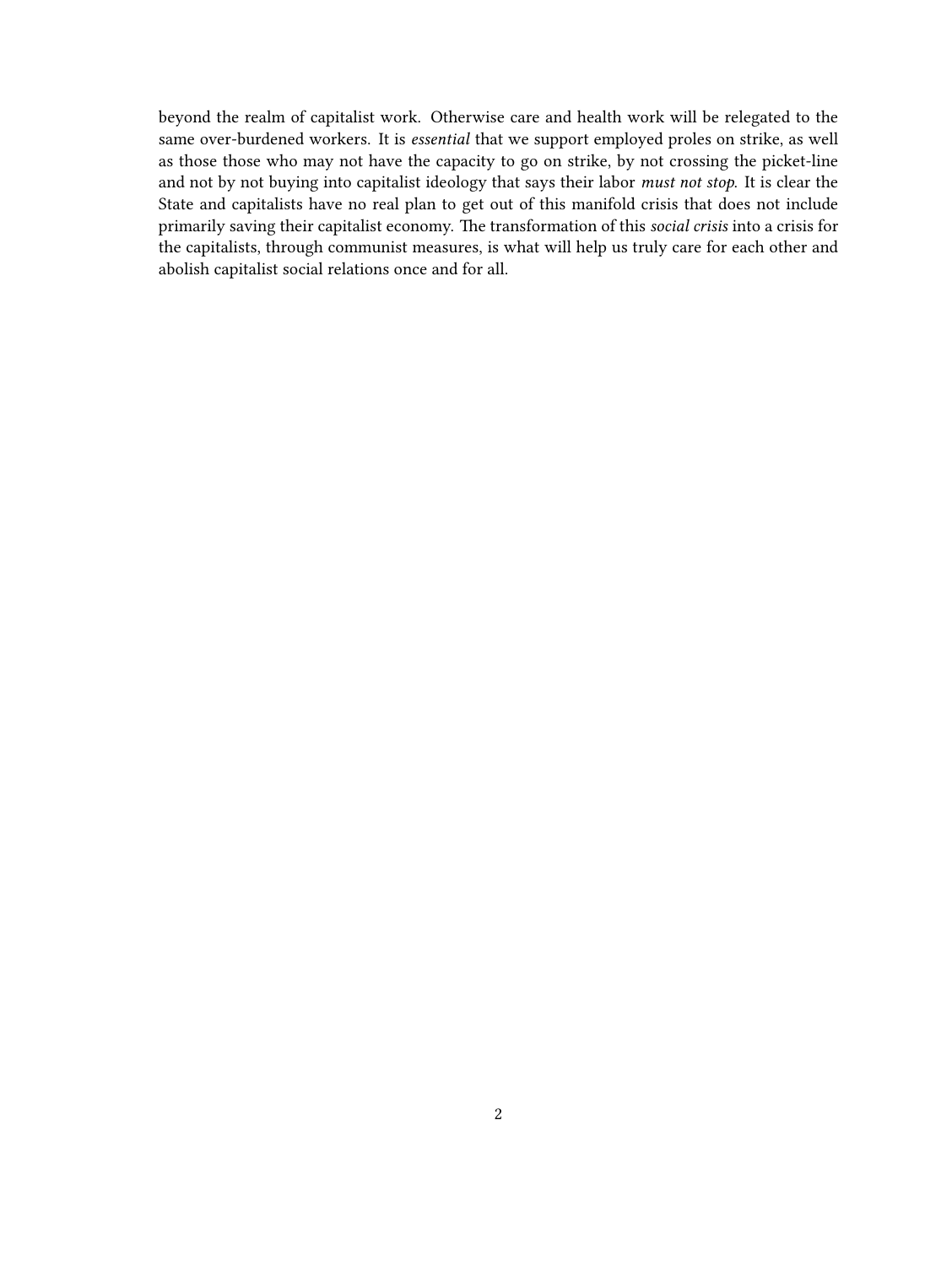beyond the realm of capitalist work. Otherwise care and health work will be relegated to the same over-burdened workers. It is *essential* that we support employed proles on strike, as well as those those who may not have the capacity to go on strike, by not crossing the picket-line and not by not buying into capitalist ideology that says their labor *must not stop*. It is clear the State and capitalists have no real plan to get out of this manifold crisis that does not include primarily saving their capitalist economy. The transformation of this *social crisis* into a crisis for the capitalists, through communist measures, is what will help us truly care for each other and abolish capitalist social relations once and for all.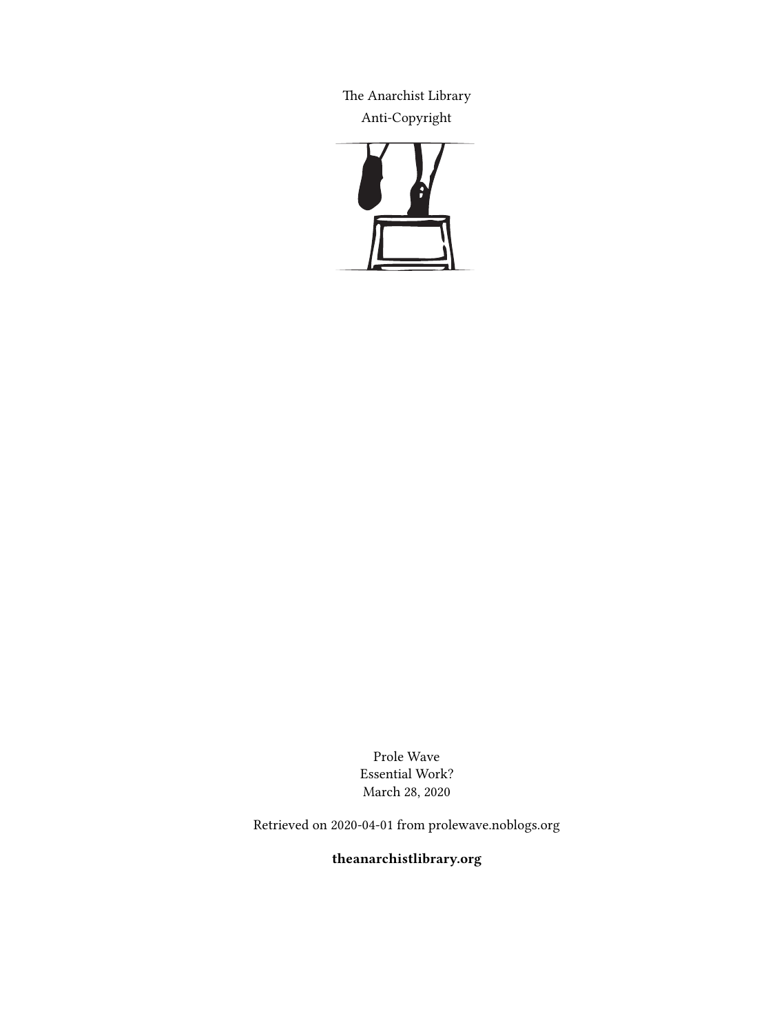The Anarchist Library
Anti-Copyright

Prole Wave
Essential Work?
March 28, 2020

Retrieved on 2020-04-01 from prolewave.noblogs.org

**theanarchistlibrary.org**